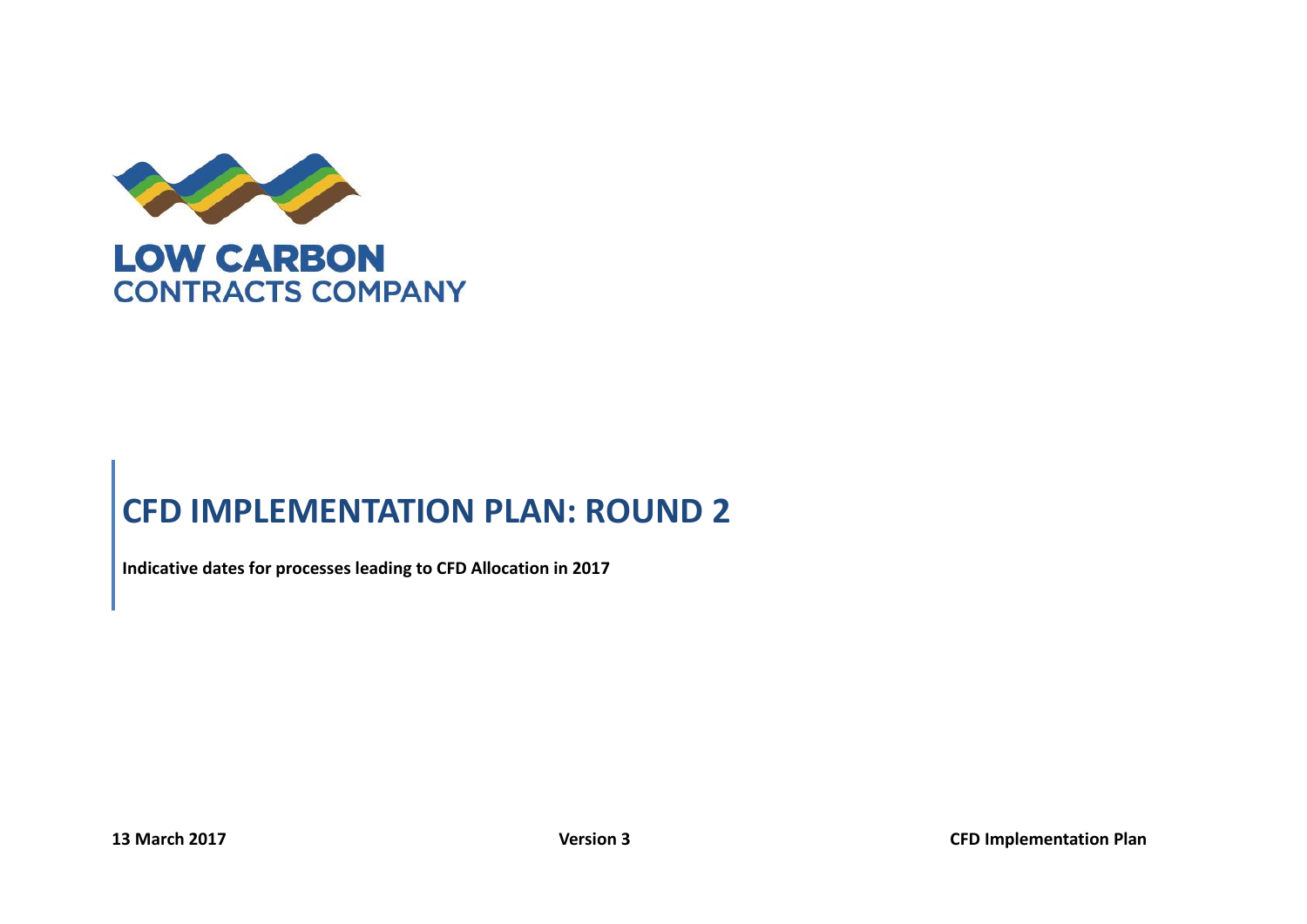LOW CARBON
CONTRACTS COMPANY

# CFD IMPLEMENTATION PLAN: ROUND 2

**Indicative dates for processes leading to CFD Allocation in 2017**

**13 March 2017** **Version 3** **CFD Implementation Plan**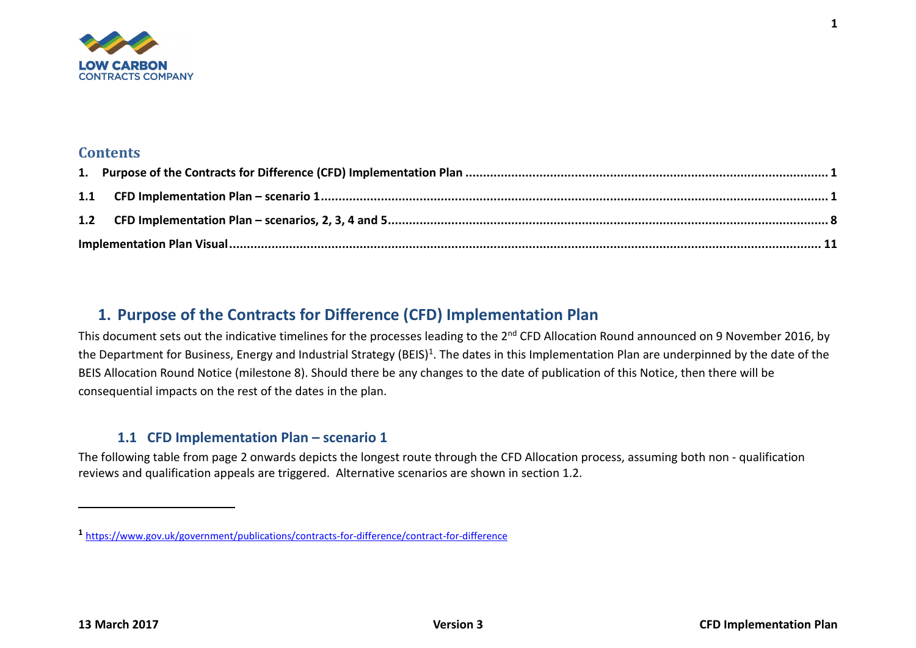LOW CARBON
CONTRACTS COMPANY

## Contents

1. Purpose of the Contracts for Difference (CFD) Implementation Plan ........ 1

1.1 CFD Implementation Plan – scenario 1 ........ 1

1.2 CFD Implementation Plan – scenarios, 2, 3, 4 and 5 ........ 8

Implementation Plan Visual ........ 11

# 1. Purpose of the Contracts for Difference (CFD) Implementation Plan

This document sets out the indicative timelines for the processes leading to the 2nd CFD Allocation Round announced on 9 November 2016, by the Department for Business, Energy and Industrial Strategy (BEIS)[1]. The dates in this Implementation Plan are underpinned by the date of the BEIS Allocation Round Notice (milestone 8). Should there be any changes to the date of publication of this Notice, then there will be consequential impacts on the rest of the dates in the plan.

## 1.1 CFD Implementation Plan – scenario 1

The following table from page 2 onwards depicts the longest route through the CFD Allocation process, assuming both non - qualification reviews and qualification appeals are triggered. Alternative scenarios are shown in section 1.2.

[1] https://www.gov.uk/government/publications/contracts-for-difference/contract-for-difference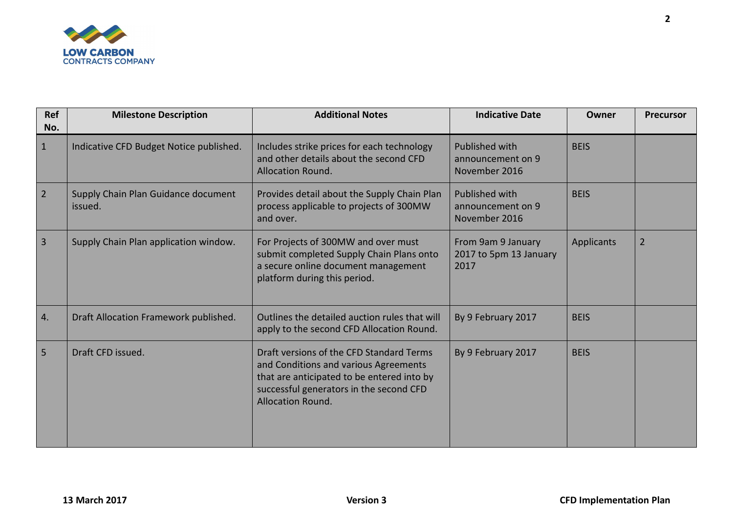| Ref No. | Milestone Description | Additional Notes | Indicative Date | Owner | Precursor |
|---|---|---|---|---|---|
| 1 | Indicative CFD Budget Notice published. | Includes strike prices for each technology and other details about the second CFD Allocation Round. | Published with announcement on 9 November 2016 | BEIS | |
| 2 | Supply Chain Plan Guidance document issued. | Provides detail about the Supply Chain Plan process applicable to projects of 300MW and over. | Published with announcement on 9 November 2016 | BEIS | |
| 3 | Supply Chain Plan application window. | For Projects of 300MW and over must submit completed Supply Chain Plans onto a secure online document management platform during this period. | From 9am 9 January 2017 to 5pm 13 January 2017 | Applicants | 2 |
| 4. | Draft Allocation Framework published. | Outlines the detailed auction rules that will apply to the second CFD Allocation Round. | By 9 February 2017 | BEIS | |
| 5 | Draft CFD issued. | Draft versions of the CFD Standard Terms and Conditions and various Agreements that are anticipated to be entered into by successful generators in the second CFD Allocation Round. | By 9 February 2017 | BEIS | |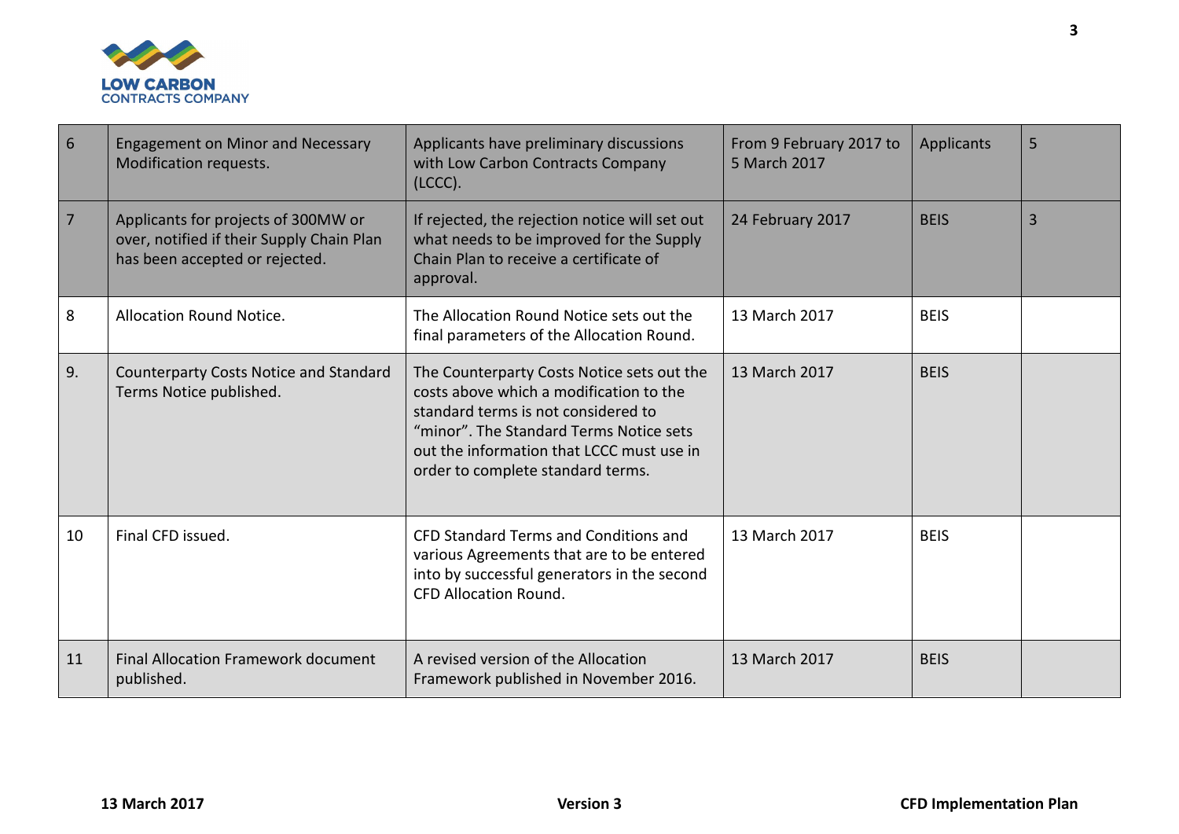| | | | | | |
|---|---|---|---|---|---|
| 6 | Engagement on Minor and Necessary Modification requests. | Applicants have preliminary discussions with Low Carbon Contracts Company (LCCC). | From 9 February 2017 to 5 March 2017 | Applicants | 5 |
| 7 | Applicants for projects of 300MW or over, notified if their Supply Chain Plan has been accepted or rejected. | If rejected, the rejection notice will set out what needs to be improved for the Supply Chain Plan to receive a certificate of approval. | 24 February 2017 | BEIS | 3 |
| 8 | Allocation Round Notice. | The Allocation Round Notice sets out the final parameters of the Allocation Round. | 13 March 2017 | BEIS | |
| 9. | Counterparty Costs Notice and Standard Terms Notice published. | The Counterparty Costs Notice sets out the costs above which a modification to the standard terms is not considered to "minor". The Standard Terms Notice sets out the information that LCCC must use in order to complete standard terms. | 13 March 2017 | BEIS | |
| 10 | Final CFD issued. | CFD Standard Terms and Conditions and various Agreements that are to be entered into by successful generators in the second CFD Allocation Round. | 13 March 2017 | BEIS | |
| 11 | Final Allocation Framework document published. | A revised version of the Allocation Framework published in November 2016. | 13 March 2017 | BEIS | |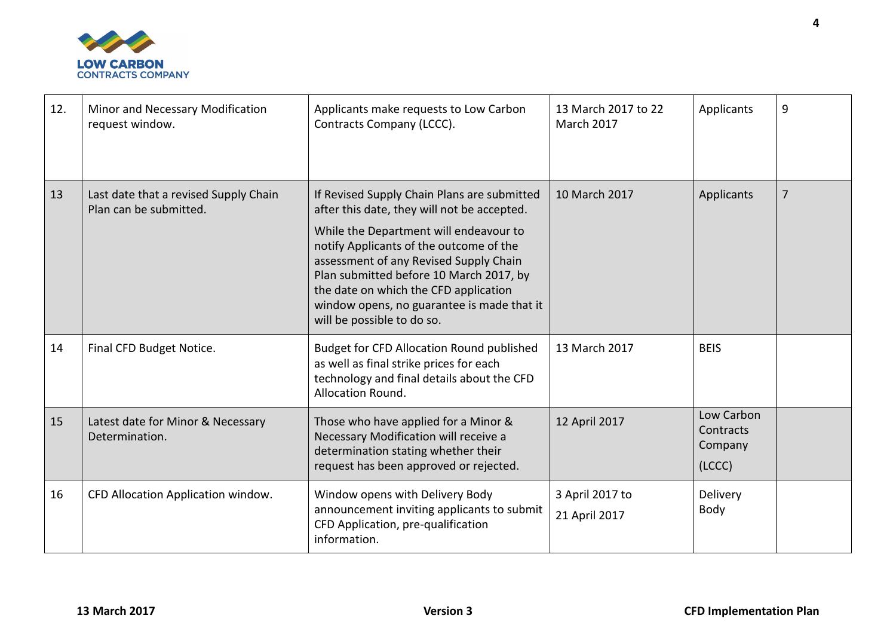| | | | | | |
|---|---|---|---|---|---|
| 12. | Minor and Necessary Modification request window. | Applicants make requests to Low Carbon Contracts Company (LCCC). | 13 March 2017 to 22 March 2017 | Applicants | 9 |
| 13 | Last date that a revised Supply Chain Plan can be submitted. | If Revised Supply Chain Plans are submitted after this date, they will not be accepted.<br><br>While the Department will endeavour to notify Applicants of the outcome of the assessment of any Revised Supply Chain Plan submitted before 10 March 2017, by the date on which the CFD application window opens, no guarantee is made that it will be possible to do so. | 10 March 2017 | Applicants | 7 |
| 14 | Final CFD Budget Notice. | Budget for CFD Allocation Round published as well as final strike prices for each technology and final details about the CFD Allocation Round. | 13 March 2017 | BEIS | |
| 15 | Latest date for Minor & Necessary Determination. | Those who have applied for a Minor & Necessary Modification will receive a determination stating whether their request has been approved or rejected. | 12 April 2017 | Low Carbon Contracts Company (LCCC) | |
| 16 | CFD Allocation Application window. | Window opens with Delivery Body announcement inviting applicants to submit CFD Application, pre-qualification information. | 3 April 2017 to 21 April 2017 | Delivery Body | |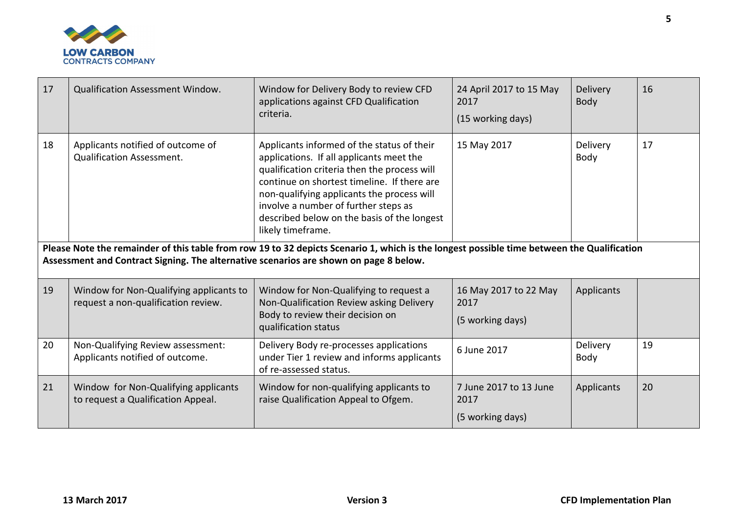| | | | | | |
|---|---|---|---|---|---|
| 17 | Qualification Assessment Window. | Window for Delivery Body to review CFD applications against CFD Qualification criteria. | 24 April 2017 to 15 May 2017<br><br>(15 working days) | Delivery Body | 16 |
| 18 | Applicants notified of outcome of Qualification Assessment. | Applicants informed of the status of their applications. If all applicants meet the qualification criteria then the process will continue on shortest timeline. If there are non-qualifying applicants the process will involve a number of further steps as described below on the basis of the longest likely timeframe. | 15 May 2017 | Delivery Body | 17 |

**Please Note the remainder of this table from row 19 to 32 depicts Scenario 1, which is the longest possible time between the Qualification Assessment and Contract Signing. The alternative scenarios are shown on page 8 below.**

| | | | | | |
|---|---|---|---|---|---|
| 19 | Window for Non-Qualifying applicants to request a non-qualification review. | Window for Non-Qualifying to request a Non-Qualification Review asking Delivery Body to review their decision on qualification status | 16 May 2017 to 22 May 2017<br><br>(5 working days) | Applicants | |
| 20 | Non-Qualifying Review assessment: Applicants notified of outcome. | Delivery Body re-processes applications under Tier 1 review and informs applicants of re-assessed status. | 6 June 2017 | Delivery Body | 19 |
| 21 | Window for Non-Qualifying applicants to request a Qualification Appeal. | Window for non-qualifying applicants to raise Qualification Appeal to Ofgem. | 7 June 2017 to 13 June 2017<br><br>(5 working days) | Applicants | 20 |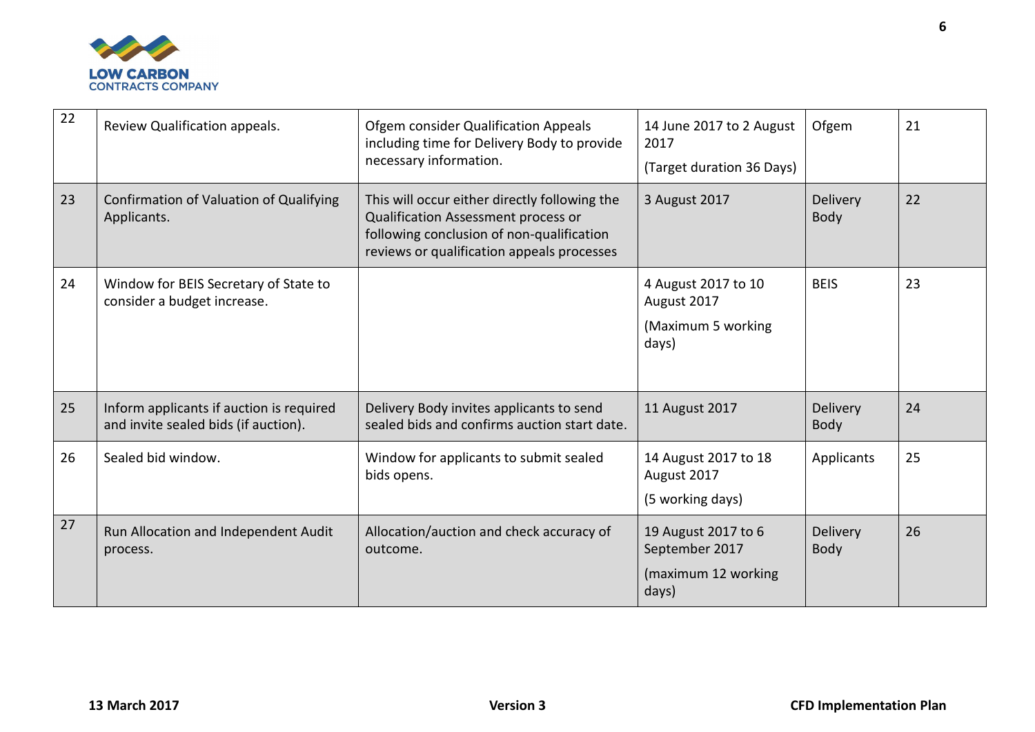| 22 | Review Qualification appeals. | Ofgem consider Qualification Appeals including time for Delivery Body to provide necessary information. | 14 June 2017 to 2 August 2017 (Target duration 36 Days) | Ofgem | 21 |
|---|---|---|---|---|---|
| 23 | Confirmation of Valuation of Qualifying Applicants. | This will occur either directly following the Qualification Assessment process or following conclusion of non-qualification reviews or qualification appeals processes | 3 August 2017 | Delivery Body | 22 |
| 24 | Window for BEIS Secretary of State to consider a budget increase. | | 4 August 2017 to 10 August 2017 (Maximum 5 working days) | BEIS | 23 |
| 25 | Inform applicants if auction is required and invite sealed bids (if auction). | Delivery Body invites applicants to send sealed bids and confirms auction start date. | 11 August 2017 | Delivery Body | 24 |
| 26 | Sealed bid window. | Window for applicants to submit sealed bids opens. | 14 August 2017 to 18 August 2017 (5 working days) | Applicants | 25 |
| 27 | Run Allocation and Independent Audit process. | Allocation/auction and check accuracy of outcome. | 19 August 2017 to 6 September 2017 (maximum 12 working days) | Delivery Body | 26 |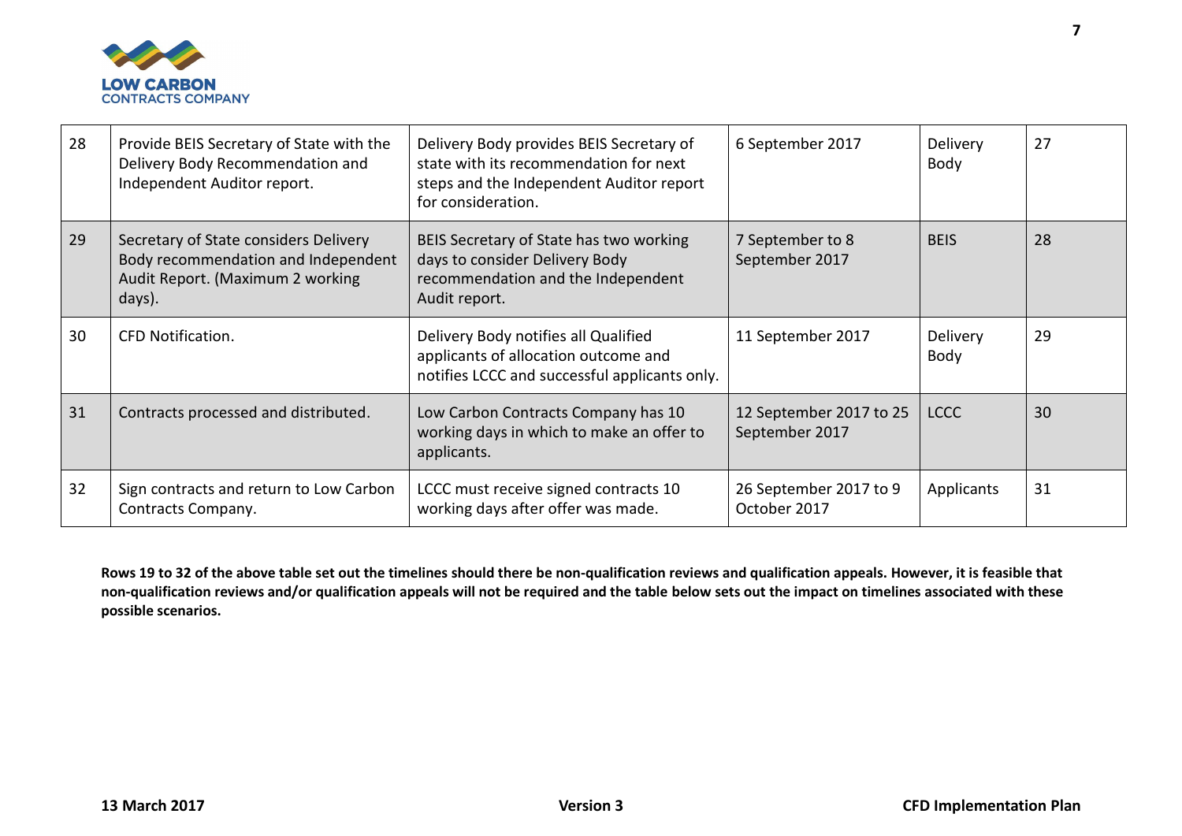| 28 | Provide BEIS Secretary of State with the Delivery Body Recommendation and Independent Auditor report. | Delivery Body provides BEIS Secretary of state with its recommendation for next steps and the Independent Auditor report for consideration. | 6 September 2017 | Delivery Body | 27 |
|---|---|---|---|---|---|
| 29 | Secretary of State considers Delivery Body recommendation and Independent Audit Report. (Maximum 2 working days). | BEIS Secretary of State has two working days to consider Delivery Body recommendation and the Independent Audit report. | 7 September to 8 September 2017 | BEIS | 28 |
| 30 | CFD Notification. | Delivery Body notifies all Qualified applicants of allocation outcome and notifies LCCC and successful applicants only. | 11 September 2017 | Delivery Body | 29 |
| 31 | Contracts processed and distributed. | Low Carbon Contracts Company has 10 working days in which to make an offer to applicants. | 12 September 2017 to 25 September 2017 | LCCC | 30 |
| 32 | Sign contracts and return to Low Carbon Contracts Company. | LCCC must receive signed contracts 10 working days after offer was made. | 26 September 2017 to 9 October 2017 | Applicants | 31 |

**Rows 19 to 32 of the above table set out the timelines should there be non-qualification reviews and qualification appeals. However, it is feasible that non-qualification reviews and/or qualification appeals will not be required and the table below sets out the impact on timelines associated with these possible scenarios.**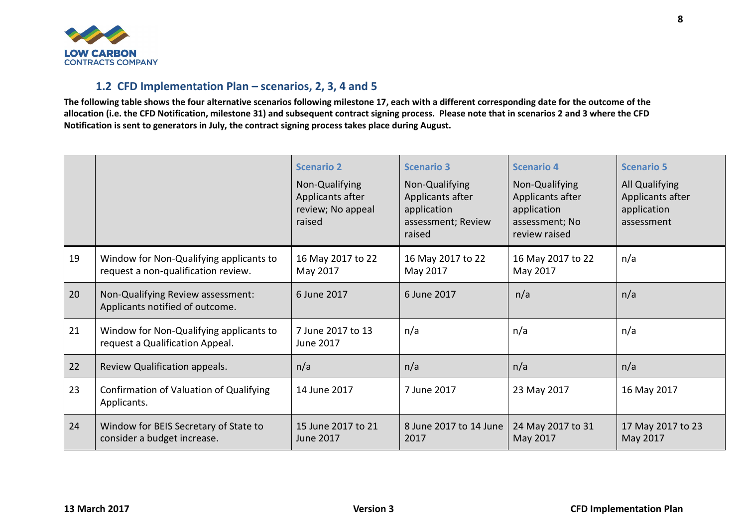### 1.2 CFD Implementation Plan – scenarios, 2, 3, 4 and 5

**The following table shows the four alternative scenarios following milestone 17, each with a different corresponding date for the outcome of the allocation (i.e. the CFD Notification, milestone 31) and subsequent contract signing process. Please note that in scenarios 2 and 3 where the CFD Notification is sent to generators in July, the contract signing process takes place during August.**

| | | Scenario 2<br>Non-Qualifying Applicants after review; No appeal raised | Scenario 3<br>Non-Qualifying Applicants after application assessment; Review raised | Scenario 4<br>Non-Qualifying Applicants after application assessment; No review raised | Scenario 5<br>All Qualifying Applicants after application assessment |
|---|---|---|---|---|---|
| 19 | Window for Non-Qualifying applicants to request a non-qualification review. | 16 May 2017 to 22 May 2017 | 16 May 2017 to 22 May 2017 | 16 May 2017 to 22 May 2017 | n/a |
| 20 | Non-Qualifying Review assessment: Applicants notified of outcome. | 6 June 2017 | 6 June 2017 | n/a | n/a |
| 21 | Window for Non-Qualifying applicants to request a Qualification Appeal. | 7 June 2017 to 13 June 2017 | n/a | n/a | n/a |
| 22 | Review Qualification appeals. | n/a | n/a | n/a | n/a |
| 23 | Confirmation of Valuation of Qualifying Applicants. | 14 June 2017 | 7 June 2017 | 23 May 2017 | 16 May 2017 |
| 24 | Window for BEIS Secretary of State to consider a budget increase. | 15 June 2017 to 21 June 2017 | 8 June 2017 to 14 June 2017 | 24 May 2017 to 31 May 2017 | 17 May 2017 to 23 May 2017 |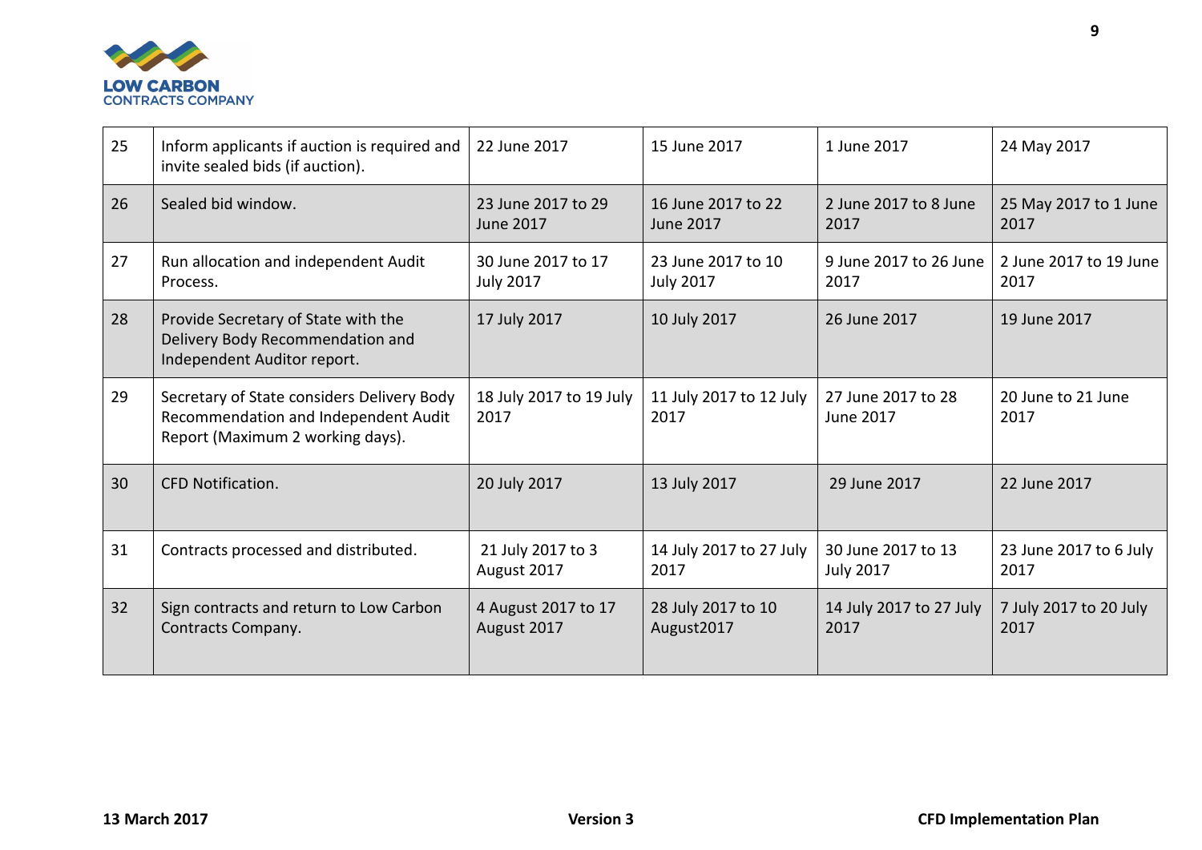| 25 | Inform applicants if auction is required and invite sealed bids (if auction). | 22 June 2017 | 15 June 2017 | 1 June 2017 | 24 May 2017 |
|---|---|---|---|---|---|
| 26 | Sealed bid window. | 23 June 2017 to 29 June 2017 | 16 June 2017 to 22 June 2017 | 2 June 2017 to 8 June 2017 | 25 May 2017 to 1 June 2017 |
| 27 | Run allocation and independent Audit Process. | 30 June 2017 to 17 July 2017 | 23 June 2017 to 10 July 2017 | 9 June 2017 to 26 June 2017 | 2 June 2017 to 19 June 2017 |
| 28 | Provide Secretary of State with the Delivery Body Recommendation and Independent Auditor report. | 17 July 2017 | 10 July 2017 | 26 June 2017 | 19 June 2017 |
| 29 | Secretary of State considers Delivery Body Recommendation and Independent Audit Report (Maximum 2 working days). | 18 July 2017 to 19 July 2017 | 11 July 2017 to 12 July 2017 | 27 June 2017 to 28 June 2017 | 20 June to 21 June 2017 |
| 30 | CFD Notification. | 20 July 2017 | 13 July 2017 | 29 June 2017 | 22 June 2017 |
| 31 | Contracts processed and distributed. | 21 July 2017 to 3 August 2017 | 14 July 2017 to 27 July 2017 | 30 June 2017 to 13 July 2017 | 23 June 2017 to 6 July 2017 |
| 32 | Sign contracts and return to Low Carbon Contracts Company. | 4 August 2017 to 17 August 2017 | 28 July 2017 to 10 August2017 | 14 July 2017 to 27 July 2017 | 7 July 2017 to 20 July 2017 |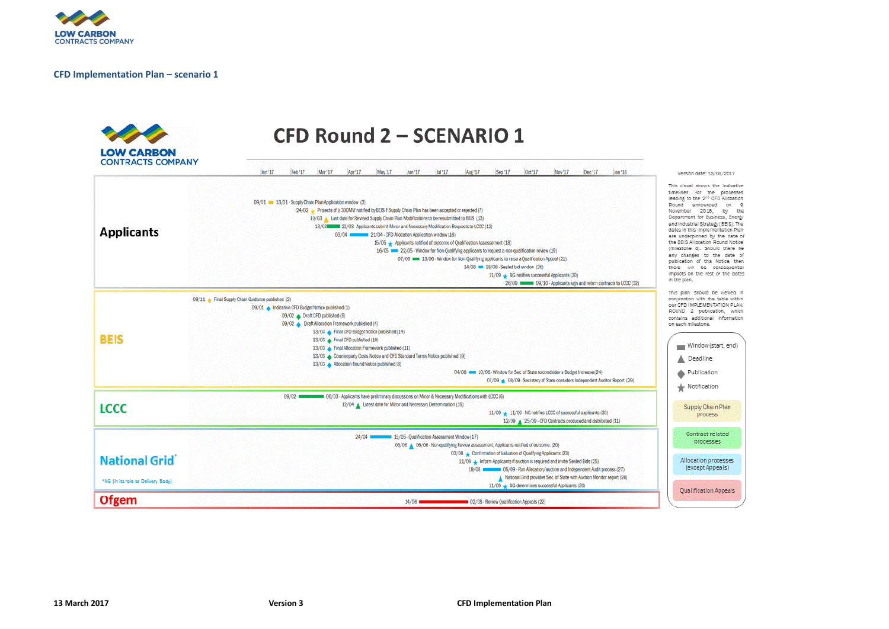LOW CARBON CONTRACTS COMPANY

## CFD Implementation Plan – scenario 1

# CFD Round 2 – SCENARIO 1

Jan '17 Feb '17 Mar '17 Apr '17 May '17 Jun '17 Jul '17 Aug '17 Sep '17 Oct '17 Nov '17 Dec '17 Jan '18

**Applicants**

09/01 13/01 - Supply Chain Plan Application window (3)
24/02 Projects of ≥ 300MW notified by BEIS if Supply Chain Plan has been accepted or rejected (7)
10/03 Last date for Revised Supply Chain Plan Modifications to be resubmitted to BEIS (13)
13/03 22/03 - Applicants submit Minor and Necessary Modification Requests to LCCC (12)
03/04 21/04 - CFD Allocation Application window (16)
15/05 Applicants notified of outcome of Qualification Assessment (18)
16/05 22/05 - Window for Non-Qualifying applicants to request a non-qualification review (19)
07/06 13/06 - Window for Non-Qualifying applicants to raise a Qualification Appeal (21)
14/08 18/08 - Sealed bid window (26)
11/09 NG notifies successful Applicants (30)
26/09 09/10 - Applicants sign and return contracts to LCCC (32)

**BEIS**

09/11 Final Supply Chain Guidance published (2)
09/01 Indicative CFD Budget Notice published (1)
09/02 Draft CFD published (5)
09/02 Draft Allocation Framework published (4)
13/03 Final CFD Budget Notice published (14)
13/03 Final CFD published (10)
13/03 Final Allocation Framework published (11)
13/03 Counterparty Costs Notice and CFD Standard Terms Notice published (9)
13/03 Allocation Round Notice published (8)
04/08 10/08 - Window for Sec. of State to consider a Budget Increase (24)
07/09 08/09 - Secretary of State considers Independent Auditor Report (29)

**LCCC**

09/02 06/03 - Applicants have preliminary discussions on Minor & Necessary Modifications with LCCC (6)
12/04 Latest date for Minor and Necessary Determination (15)
11/09 11/09 - NG notifies LCCC of successful applicants (30)
12/09 25/09 - CFD Contracts produced and distributed (31)

**National Grid***

*NG (in its role as Delivery Body)

24/04 15/05 - Qualification Assessment Window (17)
06/06 06/06 - Non-qualifying Review assessment; Applicants notified of outcome. (20)
03/08 Confirmation of Valuation of Qualifying Applicants (23)
11/08 Inform Applicants if auction is required and invite Sealed Bids (25)
19/08 05/09 - Run Allocation/auction and Independent Audit process (27)
National Grid provides Sec. of State with Auction Monitor report (28)
11/09 NG determines successful Applicants (30)

**Ofgem**

14/06 02/08 - Review Qualification Appeals (22)

Version date: 13/03/2017

This visual shows the indicative timelines for the processes leading to the 2nd CFD Allocation Round announced on 9 November 2016, by the Department for Business, Energy and Industrial Strategy (BEIS). The dates in this implementation Plan are underpinned by the date of the BEIS Allocation Round Notice (milestone 8). Should there be any changes to the date of publication of this Notice, then there will be consequential impacts on the rest of the dates in the plan.

This plan should be viewed in conjunction with the table within our CFD IMPLEMENTATION PLAN: ROUND 2 publication, which contains additional information on each milestone.

Window (start, end)
Deadline
Publication
Notification

Supply Chain Plan process
Contract related processes
Allocation processes (except Appeals)
Qualification Appeals

13 March 2017 Version 3 CFD Implementation Plan